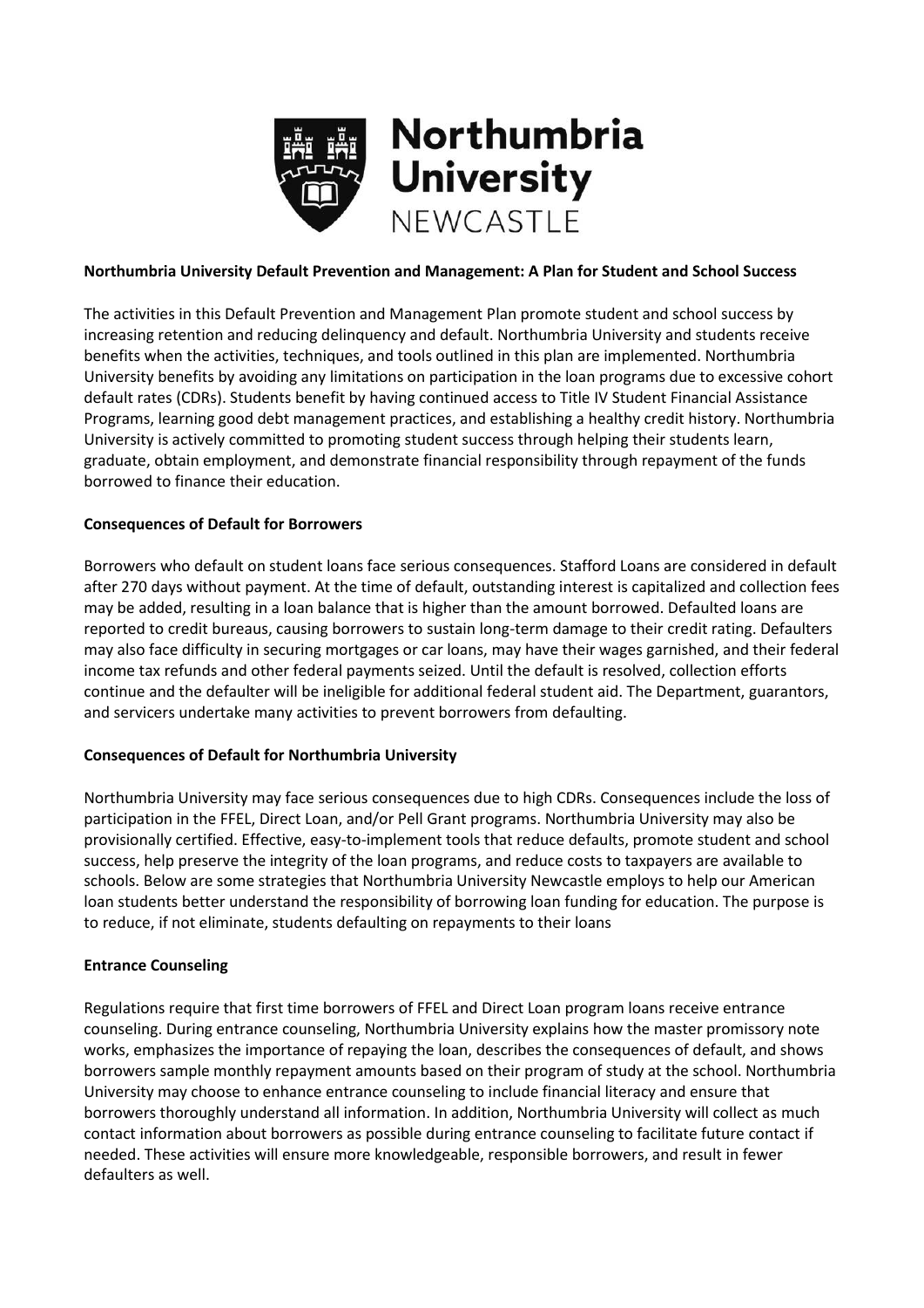**Northumbria University Default Prevention and Management: A Plan for Student and School Success**

The activities in this Default Prevention and Management Plan promote student and school success by increasing retention and reducing delinquency and default. Northumbria University and students receive benefits when the activities, techniques, and tools outlined in this plan are implemented. Northumbria University benefits by avoiding any limitations on participation in the loan programs due to excessive cohort default rates (CDRs). Students benefit by having continued access to Title IV Student Financial Assistance Programs, learning good debt management practices, and establishing a healthy credit history. Northumbria University is actively committed to promoting student success through helping their students learn, graduate, obtain employment, and demonstrate financial responsibility through repayment of the funds borrowed to finance their education.

**Consequences of Default for Borrowers**

Borrowers who default on student loans face serious consequences. Stafford Loans are considered in default after 270 days without payment. At the time of default, outstanding interest is capitalized and collection fees may be added, resulting in a loan balance that is higher than the amount borrowed. Defaulted loans are reported to credit bureaus, causing borrowers to sustain long-term damage to their credit rating. Defaulters may also face difficulty in securing mortgages or car loans, may have their wages garnished, and their federal income tax refunds and other federal payments seized. Until the default is resolved, collection efforts continue and the defaulter will be ineligible for additional federal student aid. The Department, guarantors, and servicers undertake many activities to prevent borrowers from defaulting.

**Consequences of Default for Northumbria University**

Northumbria University may face serious consequences due to high CDRs. Consequences include the loss of participation in the FFEL, Direct Loan, and/or Pell Grant programs. Northumbria University may also be provisionally certified. Effective, easy-to-implement tools that reduce defaults, promote student and school success, help preserve the integrity of the loan programs, and reduce costs to taxpayers are available to schools. Below are some strategies that Northumbria University Newcastle employs to help our American loan students better understand the responsibility of borrowing loan funding for education. The purpose is to reduce, if not eliminate, students defaulting on repayments to their loans

**Entrance Counseling**

Regulations require that first time borrowers of FFEL and Direct Loan program loans receive entrance counseling. During entrance counseling, Northumbria University explains how the master promissory note works, emphasizes the importance of repaying the loan, describes the consequences of default, and shows borrowers sample monthly repayment amounts based on their program of study at the school. Northumbria University may choose to enhance entrance counseling to include financial literacy and ensure that borrowers thoroughly understand all information. In addition, Northumbria University will collect as much contact information about borrowers as possible during entrance counseling to facilitate future contact if needed. These activities will ensure more knowledgeable, responsible borrowers, and result in fewer defaulters as well.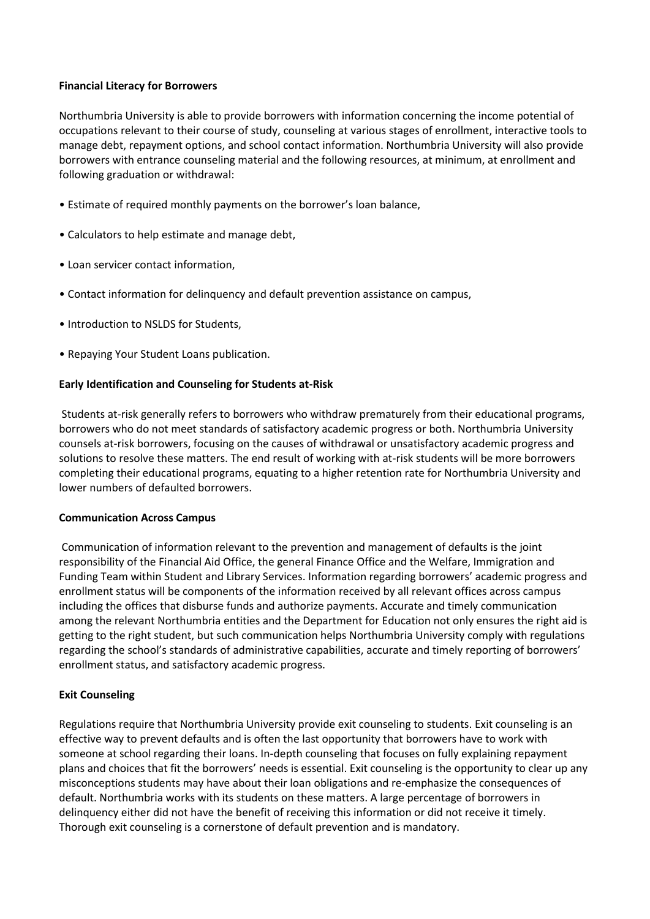**Financial Literacy for Borrowers**

Northumbria University is able to provide borrowers with information concerning the income potential of occupations relevant to their course of study, counseling at various stages of enrollment, interactive tools to manage debt, repayment options, and school contact information. Northumbria University will also provide borrowers with entrance counseling material and the following resources, at minimum, at enrollment and following graduation or withdrawal:

- Estimate of required monthly payments on the borrower's loan balance,
- Calculators to help estimate and manage debt,
- Loan servicer contact information,
- Contact information for delinquency and default prevention assistance on campus,
- Introduction to NSLDS for Students,
- Repaying Your Student Loans publication.

**Early Identification and Counseling for Students at-Risk**

Students at-risk generally refers to borrowers who withdraw prematurely from their educational programs, borrowers who do not meet standards of satisfactory academic progress or both. Northumbria University counsels at-risk borrowers, focusing on the causes of withdrawal or unsatisfactory academic progress and solutions to resolve these matters. The end result of working with at-risk students will be more borrowers completing their educational programs, equating to a higher retention rate for Northumbria University and lower numbers of defaulted borrowers.

**Communication Across Campus**

Communication of information relevant to the prevention and management of defaults is the joint responsibility of the Financial Aid Office, the general Finance Office and the Welfare, Immigration and Funding Team within Student and Library Services. Information regarding borrowers' academic progress and enrollment status will be components of the information received by all relevant offices across campus including the offices that disburse funds and authorize payments. Accurate and timely communication among the relevant Northumbria entities and the Department for Education not only ensures the right aid is getting to the right student, but such communication helps Northumbria University comply with regulations regarding the school's standards of administrative capabilities, accurate and timely reporting of borrowers' enrollment status, and satisfactory academic progress.

**Exit Counseling**

Regulations require that Northumbria University provide exit counseling to students. Exit counseling is an effective way to prevent defaults and is often the last opportunity that borrowers have to work with someone at school regarding their loans. In-depth counseling that focuses on fully explaining repayment plans and choices that fit the borrowers' needs is essential. Exit counseling is the opportunity to clear up any misconceptions students may have about their loan obligations and re-emphasize the consequences of default. Northumbria works with its students on these matters. A large percentage of borrowers in delinquency either did not have the benefit of receiving this information or did not receive it timely. Thorough exit counseling is a cornerstone of default prevention and is mandatory.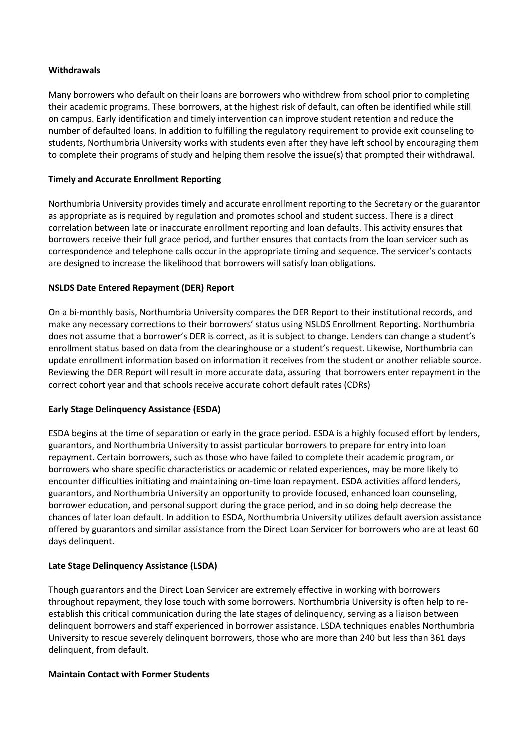**Withdrawals**

Many borrowers who default on their loans are borrowers who withdrew from school prior to completing their academic programs. These borrowers, at the highest risk of default, can often be identified while still on campus. Early identification and timely intervention can improve student retention and reduce the number of defaulted loans. In addition to fulfilling the regulatory requirement to provide exit counseling to students, Northumbria University works with students even after they have left school by encouraging them to complete their programs of study and helping them resolve the issue(s) that prompted their withdrawal.

**Timely and Accurate Enrollment Reporting**

Northumbria University provides timely and accurate enrollment reporting to the Secretary or the guarantor as appropriate as is required by regulation and promotes school and student success. There is a direct correlation between late or inaccurate enrollment reporting and loan defaults. This activity ensures that borrowers receive their full grace period, and further ensures that contacts from the loan servicer such as correspondence and telephone calls occur in the appropriate timing and sequence. The servicer's contacts are designed to increase the likelihood that borrowers will satisfy loan obligations.

**NSLDS Date Entered Repayment (DER) Report**

On a bi-monthly basis, Northumbria University compares the DER Report to their institutional records, and make any necessary corrections to their borrowers' status using NSLDS Enrollment Reporting. Northumbria does not assume that a borrower's DER is correct, as it is subject to change. Lenders can change a student's enrollment status based on data from the clearinghouse or a student's request. Likewise, Northumbria can update enrollment information based on information it receives from the student or another reliable source. Reviewing the DER Report will result in more accurate data, assuring that borrowers enter repayment in the correct cohort year and that schools receive accurate cohort default rates (CDRs)

**Early Stage Delinquency Assistance (ESDA)**

ESDA begins at the time of separation or early in the grace period. ESDA is a highly focused effort by lenders, guarantors, and Northumbria University to assist particular borrowers to prepare for entry into loan repayment. Certain borrowers, such as those who have failed to complete their academic program, or borrowers who share specific characteristics or academic or related experiences, may be more likely to encounter difficulties initiating and maintaining on-time loan repayment. ESDA activities afford lenders, guarantors, and Northumbria University an opportunity to provide focused, enhanced loan counseling, borrower education, and personal support during the grace period, and in so doing help decrease the chances of later loan default. In addition to ESDA, Northumbria University utilizes default aversion assistance offered by guarantors and similar assistance from the Direct Loan Servicer for borrowers who are at least 60 days delinquent.

**Late Stage Delinquency Assistance (LSDA)**

Though guarantors and the Direct Loan Servicer are extremely effective in working with borrowers throughout repayment, they lose touch with some borrowers. Northumbria University is often help to re-establish this critical communication during the late stages of delinquency, serving as a liaison between delinquent borrowers and staff experienced in borrower assistance. LSDA techniques enables Northumbria University to rescue severely delinquent borrowers, those who are more than 240 but less than 361 days delinquent, from default.

**Maintain Contact with Former Students**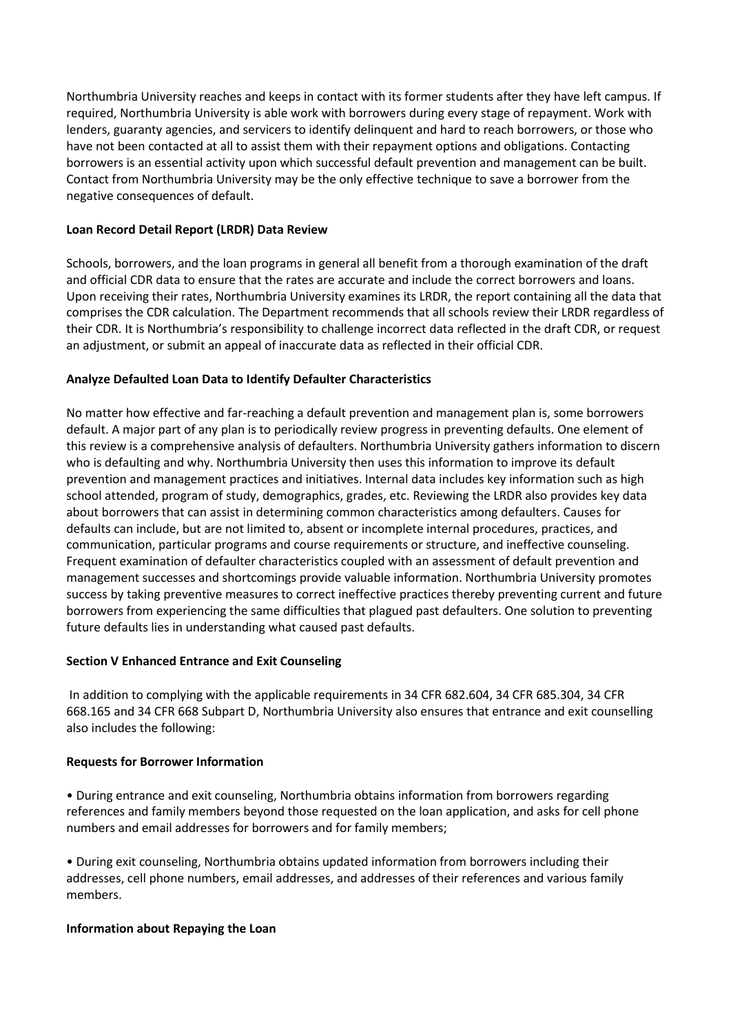Northumbria University reaches and keeps in contact with its former students after they have left campus. If required, Northumbria University is able work with borrowers during every stage of repayment. Work with lenders, guaranty agencies, and servicers to identify delinquent and hard to reach borrowers, or those who have not been contacted at all to assist them with their repayment options and obligations. Contacting borrowers is an essential activity upon which successful default prevention and management can be built. Contact from Northumbria University may be the only effective technique to save a borrower from the negative consequences of default.

**Loan Record Detail Report (LRDR) Data Review**

Schools, borrowers, and the loan programs in general all benefit from a thorough examination of the draft and official CDR data to ensure that the rates are accurate and include the correct borrowers and loans. Upon receiving their rates, Northumbria University examines its LRDR, the report containing all the data that comprises the CDR calculation. The Department recommends that all schools review their LRDR regardless of their CDR. It is Northumbria's responsibility to challenge incorrect data reflected in the draft CDR, or request an adjustment, or submit an appeal of inaccurate data as reflected in their official CDR.

**Analyze Defaulted Loan Data to Identify Defaulter Characteristics**

No matter how effective and far-reaching a default prevention and management plan is, some borrowers default. A major part of any plan is to periodically review progress in preventing defaults. One element of this review is a comprehensive analysis of defaulters. Northumbria University gathers information to discern who is defaulting and why. Northumbria University then uses this information to improve its default prevention and management practices and initiatives. Internal data includes key information such as high school attended, program of study, demographics, grades, etc. Reviewing the LRDR also provides key data about borrowers that can assist in determining common characteristics among defaulters. Causes for defaults can include, but are not limited to, absent or incomplete internal procedures, practices, and communication, particular programs and course requirements or structure, and ineffective counseling. Frequent examination of defaulter characteristics coupled with an assessment of default prevention and management successes and shortcomings provide valuable information. Northumbria University promotes success by taking preventive measures to correct ineffective practices thereby preventing current and future borrowers from experiencing the same difficulties that plagued past defaulters. One solution to preventing future defaults lies in understanding what caused past defaults.

**Section V Enhanced Entrance and Exit Counseling**

In addition to complying with the applicable requirements in 34 CFR 682.604, 34 CFR 685.304, 34 CFR 668.165 and 34 CFR 668 Subpart D, Northumbria University also ensures that entrance and exit counselling also includes the following:

**Requests for Borrower Information**

- During entrance and exit counseling, Northumbria obtains information from borrowers regarding references and family members beyond those requested on the loan application, and asks for cell phone numbers and email addresses for borrowers and for family members;

- During exit counseling, Northumbria obtains updated information from borrowers including their addresses, cell phone numbers, email addresses, and addresses of their references and various family members.

**Information about Repaying the Loan**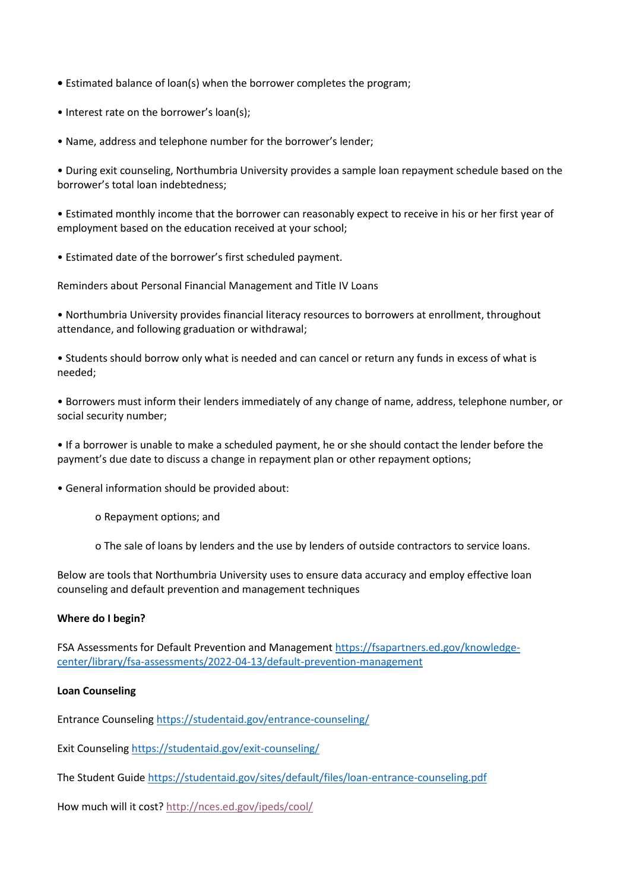- Estimated balance of loan(s) when the borrower completes the program;
- Interest rate on the borrower's loan(s);
- Name, address and telephone number for the borrower's lender;
- During exit counseling, Northumbria University provides a sample loan repayment schedule based on the borrower's total loan indebtedness;
- Estimated monthly income that the borrower can reasonably expect to receive in his or her first year of employment based on the education received at your school;
- Estimated date of the borrower's first scheduled payment.

Reminders about Personal Financial Management and Title IV Loans

- Northumbria University provides financial literacy resources to borrowers at enrollment, throughout attendance, and following graduation or withdrawal;
- Students should borrow only what is needed and can cancel or return any funds in excess of what is needed;
- Borrowers must inform their lenders immediately of any change of name, address, telephone number, or social security number;
- If a borrower is unable to make a scheduled payment, he or she should contact the lender before the payment's due date to discuss a change in repayment plan or other repayment options;
- General information should be provided about:
  - Repayment options; and
  - The sale of loans by lenders and the use by lenders of outside contractors to service loans.

Below are tools that Northumbria University uses to ensure data accuracy and employ effective loan counseling and default prevention and management techniques

**Where do I begin?**

FSA Assessments for Default Prevention and Management https://fsapartners.ed.gov/knowledge-center/library/fsa-assessments/2022-04-13/default-prevention-management

**Loan Counseling**

Entrance Counseling https://studentaid.gov/entrance-counseling/

Exit Counseling https://studentaid.gov/exit-counseling/

The Student Guide https://studentaid.gov/sites/default/files/loan-entrance-counseling.pdf

How much will it cost? http://nces.ed.gov/ipeds/cool/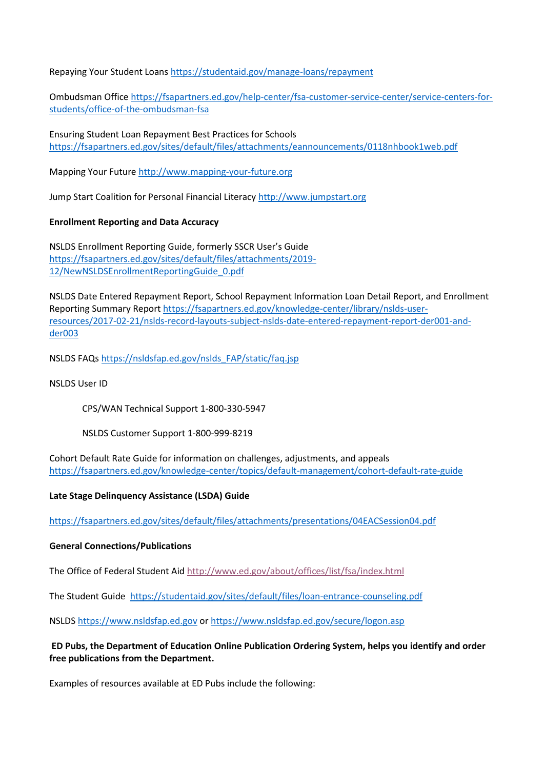Repaying Your Student Loans https://studentaid.gov/manage-loans/repayment

Ombudsman Office https://fsapartners.ed.gov/help-center/fsa-customer-service-center/service-centers-for-students/office-of-the-ombudsman-fsa

Ensuring Student Loan Repayment Best Practices for Schools https://fsapartners.ed.gov/sites/default/files/attachments/eannouncements/0118nhbook1web.pdf

Mapping Your Future http://www.mapping-your-future.org

Jump Start Coalition for Personal Financial Literacy http://www.jumpstart.org

**Enrollment Reporting and Data Accuracy**

NSLDS Enrollment Reporting Guide, formerly SSCR User's Guide https://fsapartners.ed.gov/sites/default/files/attachments/2019-12/NewNSLDSEnrollmentReportingGuide_0.pdf

NSLDS Date Entered Repayment Report, School Repayment Information Loan Detail Report, and Enrollment Reporting Summary Report https://fsapartners.ed.gov/knowledge-center/library/nslds-user-resources/2017-02-21/nslds-record-layouts-subject-nslds-date-entered-repayment-report-der001-and-der003

NSLDS FAQs https://nsldsfap.ed.gov/nslds_FAP/static/faq.jsp

NSLDS User ID

CPS/WAN Technical Support 1-800-330-5947

NSLDS Customer Support 1-800-999-8219

Cohort Default Rate Guide for information on challenges, adjustments, and appeals https://fsapartners.ed.gov/knowledge-center/topics/default-management/cohort-default-rate-guide

**Late Stage Delinquency Assistance (LSDA) Guide**

https://fsapartners.ed.gov/sites/default/files/attachments/presentations/04EACSession04.pdf

**General Connections/Publications**

The Office of Federal Student Aid http://www.ed.gov/about/offices/list/fsa/index.html

The Student Guide https://studentaid.gov/sites/default/files/loan-entrance-counseling.pdf

NSLDS https://www.nsldsfap.ed.gov or https://www.nsldsfap.ed.gov/secure/logon.asp

**ED Pubs, the Department of Education Online Publication Ordering System, helps you identify and order free publications from the Department.**

Examples of resources available at ED Pubs include the following: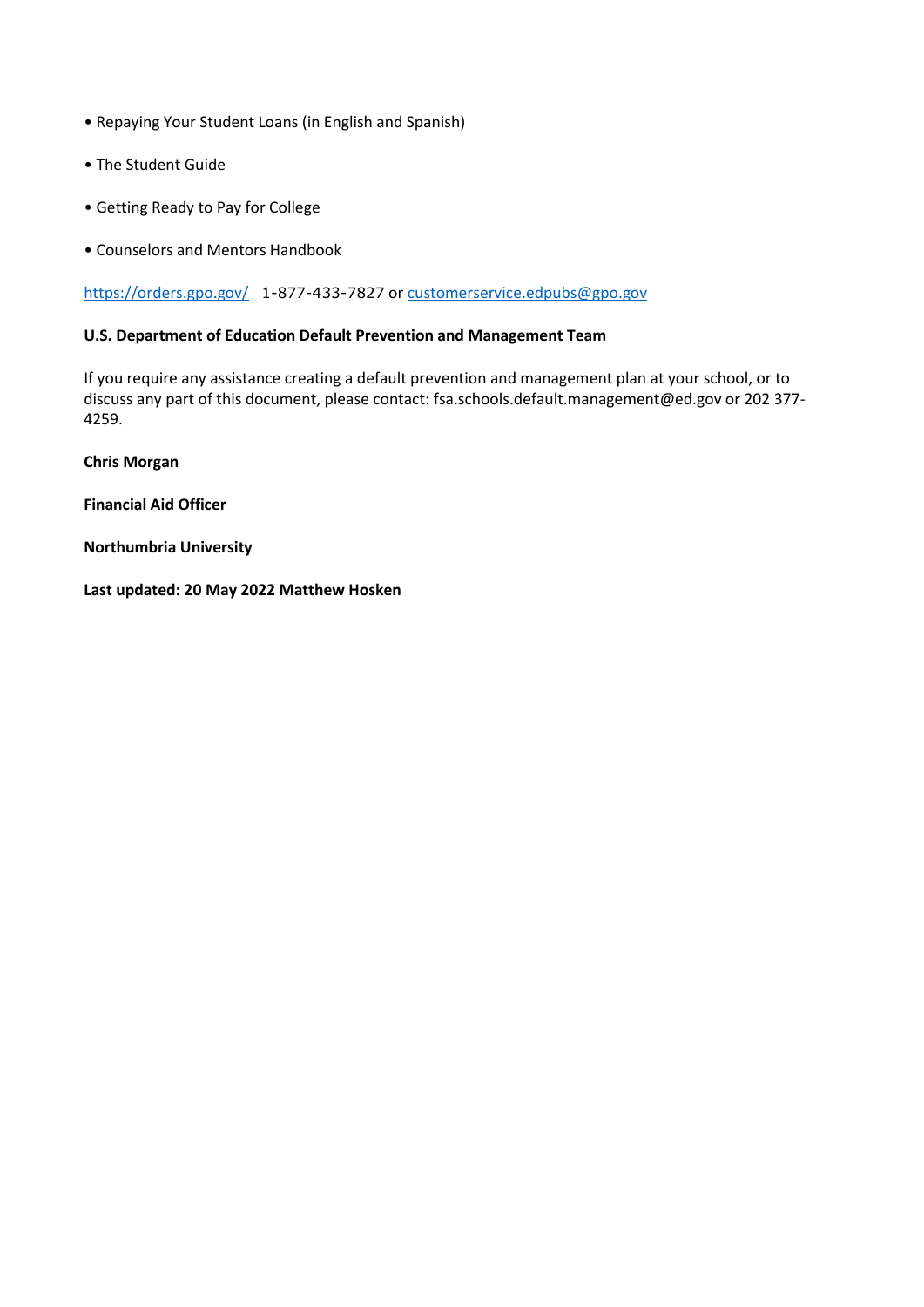- Repaying Your Student Loans (in English and Spanish)
- The Student Guide
- Getting Ready to Pay for College
- Counselors and Mentors Handbook

https://orders.gpo.gov/ 1-877-433-7827 or customerservice.edpubs@gpo.gov

**U.S. Department of Education Default Prevention and Management Team**

If you require any assistance creating a default prevention and management plan at your school, or to discuss any part of this document, please contact: fsa.schools.default.management@ed.gov or 202 377-4259.

**Chris Morgan**

**Financial Aid Officer**

**Northumbria University**

**Last updated: 20 May 2022 Matthew Hosken**